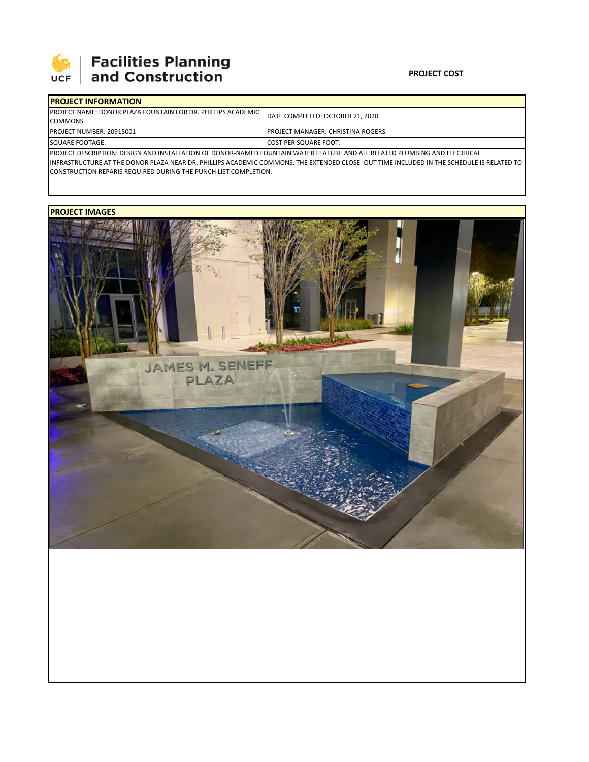Facilities Planning and Construction

**PROJECT COST**

## PROJECT INFORMATION

| | |
|---|---|
| PROJECT NAME: DONOR PLAZA FOUNTAIN FOR DR. PHILLIPS ACADEMIC COMMONS | DATE COMPLETED: OCTOBER 21, 2020 |
| PROJECT NUMBER: 20915001 | PROJECT MANAGER: CHRISTINA ROGERS |
| SQUARE FOOTAGE: | COST PER SQUARE FOOT: |

PROJECT DESCRIPTION: DESIGN AND INSTALLATION OF DONOR-NAMED FOUNTAIN WATER FEATURE AND ALL RELATED PLUMBING AND ELECTRICAL INFRASTRUCTURE AT THE DONOR PLAZA NEAR DR. PHILLIPS ACADEMIC COMMONS. THE EXTENDED CLOSE -OUT TIME INCLUDED IN THE SCHEDULE IS RELATED TO CONSTRUCTION REPARIS REQUIRED DURING THE PUNCH LIST COMPLETION.

## PROJECT IMAGES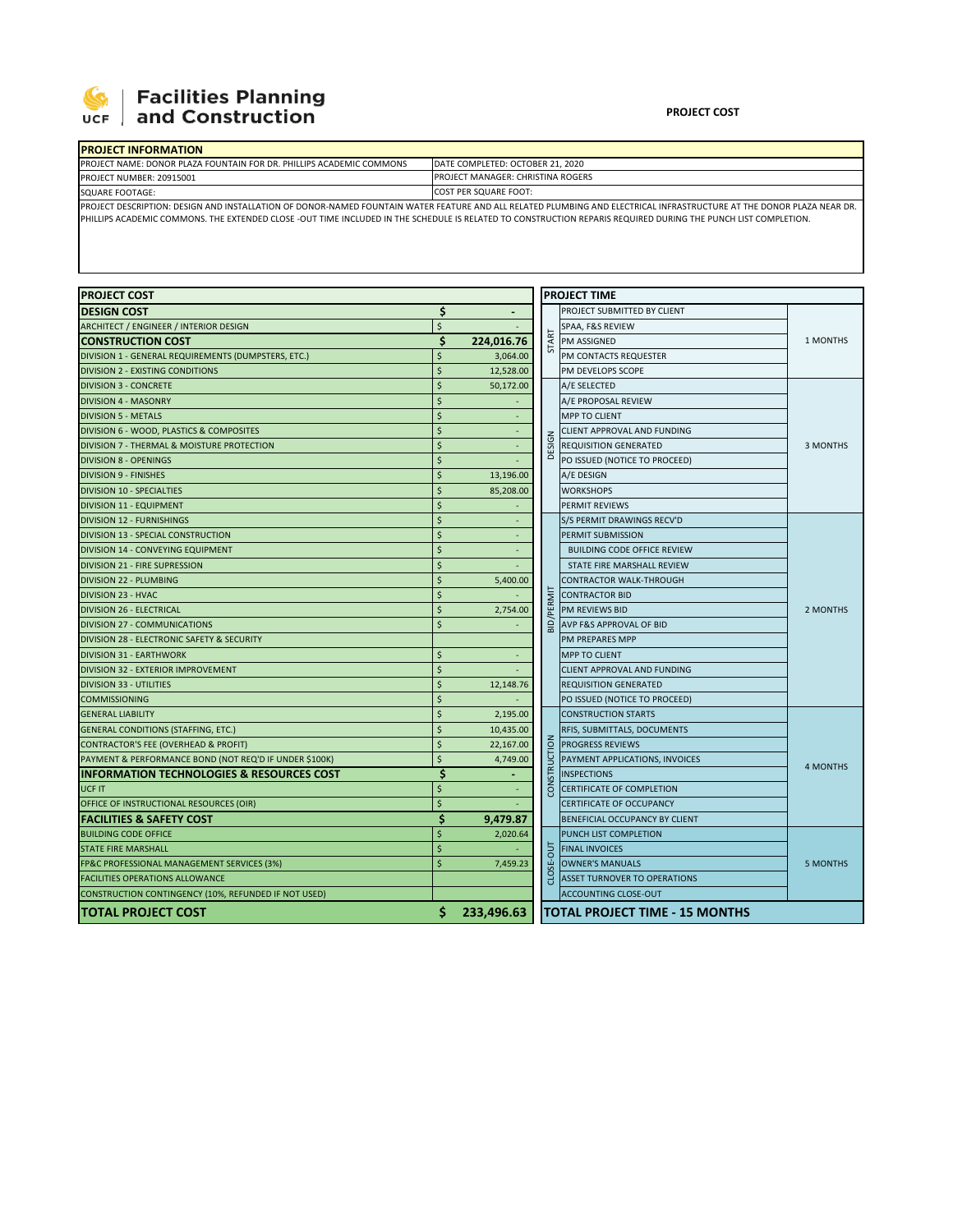**Facilities Planning and Construction**

**PROJECT COST**

| **PROJECT INFORMATION** | |
|---|---|
| PROJECT NAME: DONOR PLAZA FOUNTAIN FOR DR. PHILLIPS ACADEMIC COMMONS | DATE COMPLETED: OCTOBER 21, 2020 |
| PROJECT NUMBER: 20915001 | PROJECT MANAGER: CHRISTINA ROGERS |
| SQUARE FOOTAGE: | COST PER SQUARE FOOT: |

PROJECT DESCRIPTION: DESIGN AND INSTALLATION OF DONOR-NAMED FOUNTAIN WATER FEATURE AND ALL RELATED PLUMBING AND ELECTRICAL INFRASTRUCTURE AT THE DONOR PLAZA NEAR DR. PHILLIPS ACADEMIC COMMONS. THE EXTENDED CLOSE -OUT TIME INCLUDED IN THE SCHEDULE IS RELATED TO CONSTRUCTION REPARIS REQUIRED DURING THE PUNCH LIST COMPLETION.

| **PROJECT COST** | | |
|---|---|---|
| **DESIGN COST** | **$** | **-** |
| ARCHITECT / ENGINEER / INTERIOR DESIGN | $ | - |
| **CONSTRUCTION COST** | **$** | **224,016.76** |
| DIVISION 1 - GENERAL REQUIREMENTS (DUMPSTERS, ETC.) | $ | 3,064.00 |
| DIVISION 2 - EXISTING CONDITIONS | $ | 12,528.00 |
| DIVISION 3 - CONCRETE | $ | 50,172.00 |
| DIVISION 4 - MASONRY | $ | - |
| DIVISION 5 - METALS | $ | - |
| DIVISION 6 - WOOD, PLASTICS & COMPOSITES | $ | - |
| DIVISION 7 - THERMAL & MOISTURE PROTECTION | $ | - |
| DIVISION 8 - OPENINGS | $ | - |
| DIVISION 9 - FINISHES | $ | 13,196.00 |
| DIVISION 10 - SPECIALTIES | $ | 85,208.00 |
| DIVISION 11 - EQUIPMENT | $ | - |
| DIVISION 12 - FURNISHINGS | $ | - |
| DIVISION 13 - SPECIAL CONSTRUCTION | $ | - |
| DIVISION 14 - CONVEYING EQUIPMENT | $ | - |
| DIVISION 21 - FIRE SUPRESSION | $ | - |
| DIVISION 22 - PLUMBING | $ | 5,400.00 |
| DIVISION 23 - HVAC | $ | - |
| DIVISION 26 - ELECTRICAL | $ | 2,754.00 |
| DIVISION 27 - COMMUNICATIONS | $ | - |
| DIVISION 28 - ELECTRONIC SAFETY & SECURITY | | |
| DIVISION 31 - EARTHWORK | $ | - |
| DIVISION 32 - EXTERIOR IMPROVEMENT | $ | - |
| DIVISION 33 - UTILITIES | $ | 12,148.76 |
| COMMISSIONING | $ | - |
| GENERAL LIABILITY | $ | 2,195.00 |
| GENERAL CONDITIONS (STAFFING, ETC.) | $ | 10,435.00 |
| CONTRACTOR'S FEE (OVERHEAD & PROFIT) | $ | 22,167.00 |
| PAYMENT & PERFORMANCE BOND (NOT REQ'D IF UNDER $100K) | $ | 4,749.00 |
| **INFORMATION TECHNOLOGIES & RESOURCES COST** | **$** | **-** |
| UCF IT | $ | - |
| OFFICE OF INSTRUCTIONAL RESOURCES (OIR) | $ | - |
| **FACILITIES & SAFETY COST** | **$** | **9,479.87** |
| BUILDING CODE OFFICE | $ | 2,020.64 |
| STATE FIRE MARSHALL | $ | - |
| FP&C PROFESSIONAL MANAGEMENT SERVICES (3%) | $ | 7,459.23 |
| FACILITIES OPERATIONS ALLOWANCE | | |
| CONSTRUCTION CONTINGENCY (10%, REFUNDED IF NOT USED) | | |
| **TOTAL PROJECT COST** | **$** | **233,496.63** |

| **PROJECT TIME** | | |
|---|---|---|
| START | PROJECT SUBMITTED BY CLIENT | 1 MONTHS |
| | SPAA, F&S REVIEW | |
| | PM ASSIGNED | |
| | PM CONTACTS REQUESTER | |
| | PM DEVELOPS SCOPE | |
| DESIGN | A/E SELECTED | 3 MONTHS |
| | A/E PROPOSAL REVIEW | |
| | MPP TO CLIENT | |
| | CLIENT APPROVAL AND FUNDING | |
| | REQUISITION GENERATED | |
| | PO ISSUED (NOTICE TO PROCEED) | |
| | A/E DESIGN | |
| | WORKSHOPS | |
| | PERMIT REVIEWS | |
| BID/PERMIT | S/S PERMIT DRAWINGS RECV'D | 2 MONTHS |
| | PERMIT SUBMISSION | |
| | BUILDING CODE OFFICE REVIEW | |
| | STATE FIRE MARSHALL REVIEW | |
| | CONTRACTOR WALK-THROUGH | |
| | CONTRACTOR BID | |
| | PM REVIEWS BID | |
| | AVP F&S APPROVAL OF BID | |
| | PM PREPARES MPP | |
| | MPP TO CLIENT | |
| | CLIENT APPROVAL AND FUNDING | |
| | REQUISITION GENERATED | |
| | PO ISSUED (NOTICE TO PROCEED) | |
| CONSTRUCTION | CONSTRUCTION STARTS | 4 MONTHS |
| | RFIS, SUBMITTALS, DOCUMENTS | |
| | PROGRESS REVIEWS | |
| | PAYMENT APPLICATIONS, INVOICES | |
| | INSPECTIONS | |
| | CERTIFICATE OF COMPLETION | |
| | CERTIFICATE OF OCCUPANCY | |
| | BENEFICIAL OCCUPANCY BY CLIENT | |
| CLOSE-OUT | PUNCH LIST COMPLETION | 5 MONTHS |
| | FINAL INVOICES | |
| | OWNER'S MANUALS | |
| | ASSET TURNOVER TO OPERATIONS | |
| | ACCOUNTING CLOSE-OUT | |
| **TOTAL PROJECT TIME - 15 MONTHS** | | |